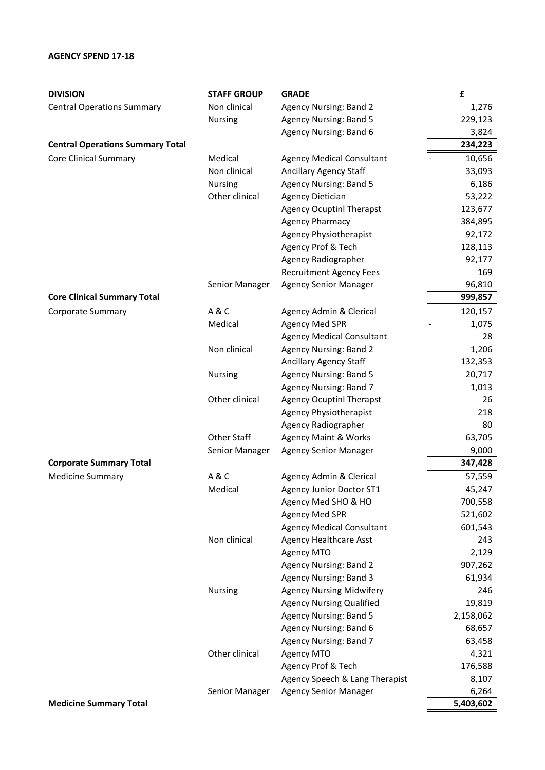**AGENCY SPEND 17-18**

| DIVISION | STAFF GROUP | GRADE | £ |
|---|---|---|---|
| Central Operations Summary | Non clinical | Agency Nursing: Band 2 | 1,276 |
| | Nursing | Agency Nursing: Band 5 | 229,123 |
| | | Agency Nursing: Band 6 | 3,824 |
| **Central Operations Summary Total** | | | **234,223** |
| Core Clinical Summary | Medical | Agency Medical Consultant | - 10,656 |
| | Non clinical | Ancillary Agency Staff | 33,093 |
| | Nursing | Agency Nursing: Band 5 | 6,186 |
| | Other clinical | Agency Dietician | 53,222 |
| | | Agency Ocuptinl Therapst | 123,677 |
| | | Agency Pharmacy | 384,895 |
| | | Agency Physiotherapist | 92,172 |
| | | Agency Prof & Tech | 128,113 |
| | | Agency Radiographer | 92,177 |
| | | Recruitment Agency Fees | 169 |
| | Senior Manager | Agency Senior Manager | 96,810 |
| **Core Clinical Summary Total** | | | **999,857** |
| Corporate Summary | A & C | Agency Admin & Clerical | 120,157 |
| | Medical | Agency Med SPR | - 1,075 |
| | | Agency Medical Consultant | 28 |
| | Non clinical | Agency Nursing: Band 2 | 1,206 |
| | | Ancillary Agency Staff | 132,353 |
| | Nursing | Agency Nursing: Band 5 | 20,717 |
| | | Agency Nursing: Band 7 | 1,013 |
| | Other clinical | Agency Ocuptinl Therapst | 26 |
| | | Agency Physiotherapist | 218 |
| | | Agency Radiographer | 80 |
| | Other Staff | Agency Maint & Works | 63,705 |
| | Senior Manager | Agency Senior Manager | 9,000 |
| **Corporate Summary Total** | | | **347,428** |
| Medicine Summary | A & C | Agency Admin & Clerical | 57,559 |
| | Medical | Agency Junior Doctor ST1 | 45,247 |
| | | Agency Med SHO & HO | 700,558 |
| | | Agency Med SPR | 521,602 |
| | | Agency Medical Consultant | 601,543 |
| | Non clinical | Agency Healthcare Asst | 243 |
| | | Agency MTO | 2,129 |
| | | Agency Nursing: Band 2 | 907,262 |
| | | Agency Nursing: Band 3 | 61,934 |
| | Nursing | Agency Nursing Midwifery | 246 |
| | | Agency Nursing Qualified | 19,819 |
| | | Agency Nursing: Band 5 | 2,158,062 |
| | | Agency Nursing: Band 6 | 68,657 |
| | | Agency Nursing: Band 7 | 63,458 |
| | Other clinical | Agency MTO | 4,321 |
| | | Agency Prof & Tech | 176,588 |
| | | Agency Speech & Lang Therapist | 8,107 |
| | Senior Manager | Agency Senior Manager | 6,264 |
| **Medicine Summary Total** | | | **5,403,602** |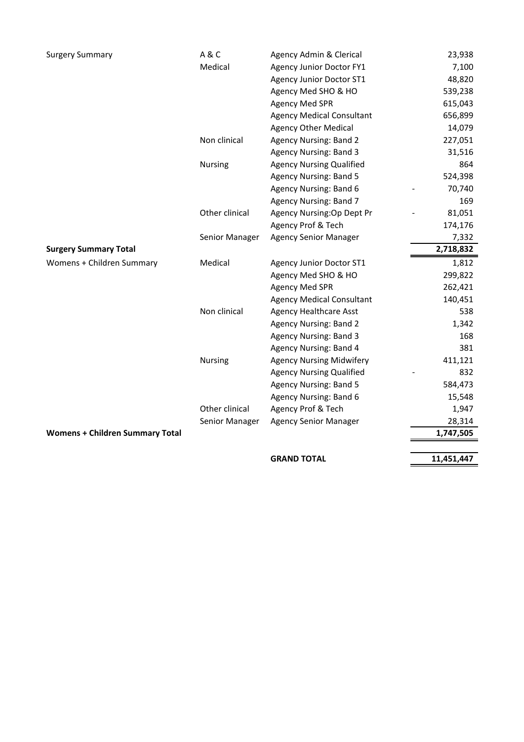| | | | |
|---|---|---|---|
| Surgery Summary | A & C | Agency Admin & Clerical | 23,938 |
| | Medical | Agency Junior Doctor FY1 | 7,100 |
| | | Agency Junior Doctor ST1 | 48,820 |
| | | Agency Med SHO & HO | 539,238 |
| | | Agency Med SPR | 615,043 |
| | | Agency Medical Consultant | 656,899 |
| | | Agency Other Medical | 14,079 |
| | Non clinical | Agency Nursing: Band 2 | 227,051 |
| | | Agency Nursing: Band 3 | 31,516 |
| | Nursing | Agency Nursing Qualified | 864 |
| | | Agency Nursing: Band 5 | 524,398 |
| | | Agency Nursing: Band 6 | - 70,740 |
| | | Agency Nursing: Band 7 | 169 |
| | Other clinical | Agency Nursing:Op Dept Pr | - 81,051 |
| | | Agency Prof & Tech | 174,176 |
| | Senior Manager | Agency Senior Manager | 7,332 |
| **Surgery Summary Total** | | | **2,718,832** |
| Womens + Children Summary | Medical | Agency Junior Doctor ST1 | 1,812 |
| | | Agency Med SHO & HO | 299,822 |
| | | Agency Med SPR | 262,421 |
| | | Agency Medical Consultant | 140,451 |
| | Non clinical | Agency Healthcare Asst | 538 |
| | | Agency Nursing: Band 2 | 1,342 |
| | | Agency Nursing: Band 3 | 168 |
| | | Agency Nursing: Band 4 | 381 |
| | Nursing | Agency Nursing Midwifery | 411,121 |
| | | Agency Nursing Qualified | - 832 |
| | | Agency Nursing: Band 5 | 584,473 |
| | | Agency Nursing: Band 6 | 15,548 |
| | Other clinical | Agency Prof & Tech | 1,947 |
| | Senior Manager | Agency Senior Manager | 28,314 |
| **Womens + Children Summary Total** | | | **1,747,505** |
| | | **GRAND TOTAL** | **11,451,447** |